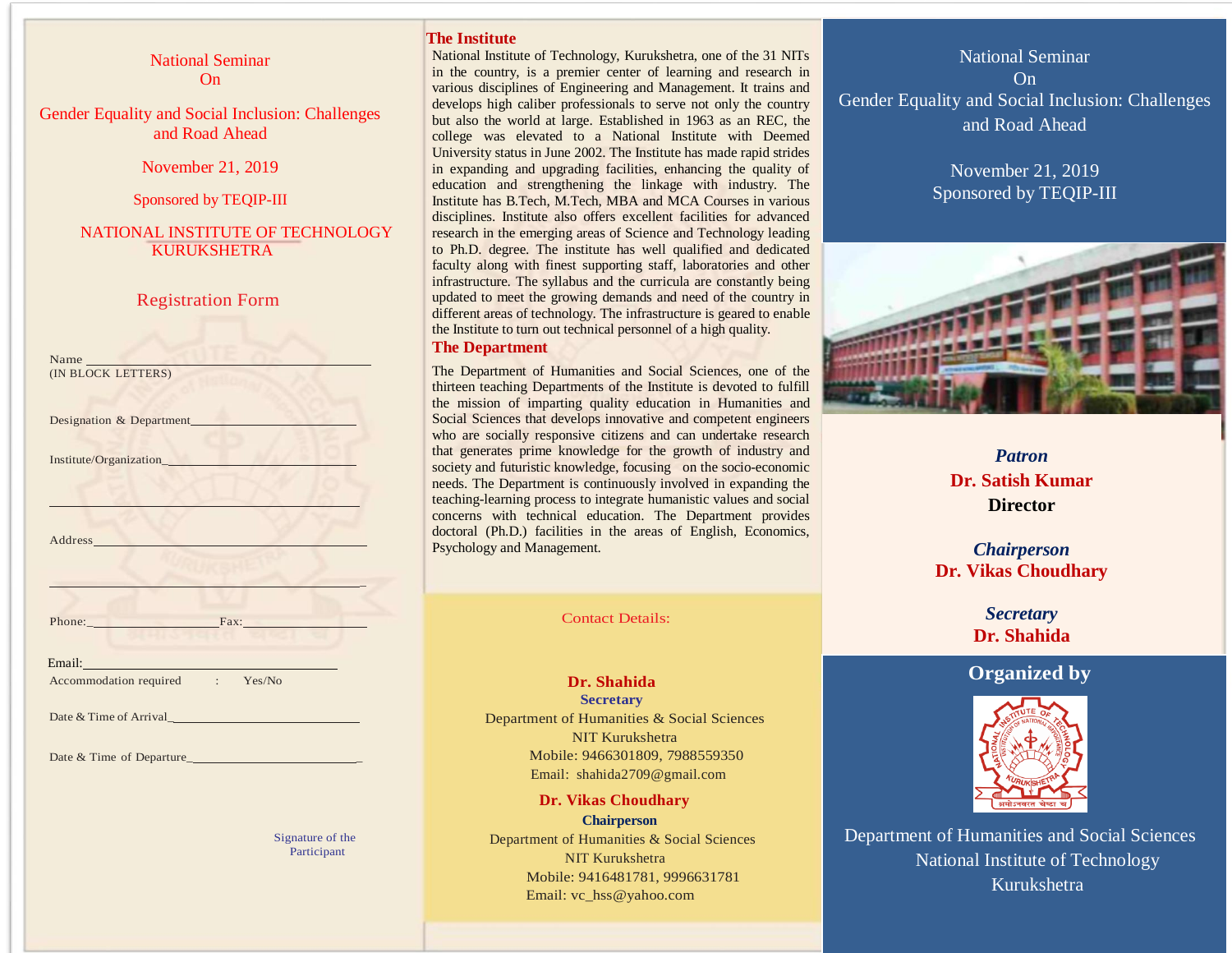National Seminar
On

# Gender Equality and Social Inclusion: Challenges and Road Ahead

November 21, 2019

Sponsored by TEQIP-III

NATIONAL INSTITUTE OF TECHNOLOGY KURUKSHETRA

## Registration Form

Name ______________________________________
(IN BLOCK LETTERS)

Designation & Department__________________________

Institute/Organization_____________________________

_________________________________________________

Address___________________________________________

_________________________________________________

Phone:_________________Fax:____________________

Email:_____________________________________

Accommodation required : Yes/No

Date & Time of Arrival_____________________________

Date & Time of Departure__________________________

Signature of the Participant

## The Institute

National Institute of Technology, Kurukshetra, one of the 31 NITs in the country, is a premier center of learning and research in various disciplines of Engineering and Management. It trains and develops high caliber professionals to serve not only the country but also the world at large. Established in 1963 as an REC, the college was elevated to a National Institute with Deemed University status in June 2002. The Institute has made rapid strides in expanding and upgrading facilities, enhancing the quality of education and strengthening the linkage with industry. The Institute has B.Tech, M.Tech, MBA and MCA Courses in various disciplines. Institute also offers excellent facilities for advanced research in the emerging areas of Science and Technology leading to Ph.D. degree. The institute has well qualified and dedicated faculty along with finest supporting staff, laboratories and other infrastructure. The syllabus and the curricula are constantly being updated to meet the growing demands and need of the country in different areas of technology. The infrastructure is geared to enable the Institute to turn out technical personnel of a high quality.

## The Department

The Department of Humanities and Social Sciences, one of the thirteen teaching Departments of the Institute is devoted to fulfill the mission of imparting quality education in Humanities and Social Sciences that develops innovative and competent engineers who are socially responsive citizens and can undertake research that generates prime knowledge for the growth of industry and society and futuristic knowledge, focusing on the socio-economic needs. The Department is continuously involved in expanding the teaching-learning process to integrate humanistic values and social concerns with technical education. The Department provides doctoral (Ph.D.) facilities in the areas of English, Economics, Psychology and Management.

## Contact Details:

**Dr. Shahida**
**Secretary**
Department of Humanities & Social Sciences
NIT Kurukshetra
Mobile: 9466301809, 7988559350
Email: shahida2709@gmail.com

**Dr. Vikas Choudhary**
**Chairperson**
Department of Humanities & Social Sciences
NIT Kurukshetra
Mobile: 9416481781, 9996631781
Email: vc_hss@yahoo.com

National Seminar
On
Gender Equality and Social Inclusion: Challenges and Road Ahead

November 21, 2019
Sponsored by TEQIP-III

***Patron***
**Dr. Satish Kumar**
**Director**

***Chairperson***
**Dr. Vikas Choudhary**

***Secretary***
**Dr. Shahida**

## Organized by

Department of Humanities and Social Sciences
National Institute of Technology
Kurukshetra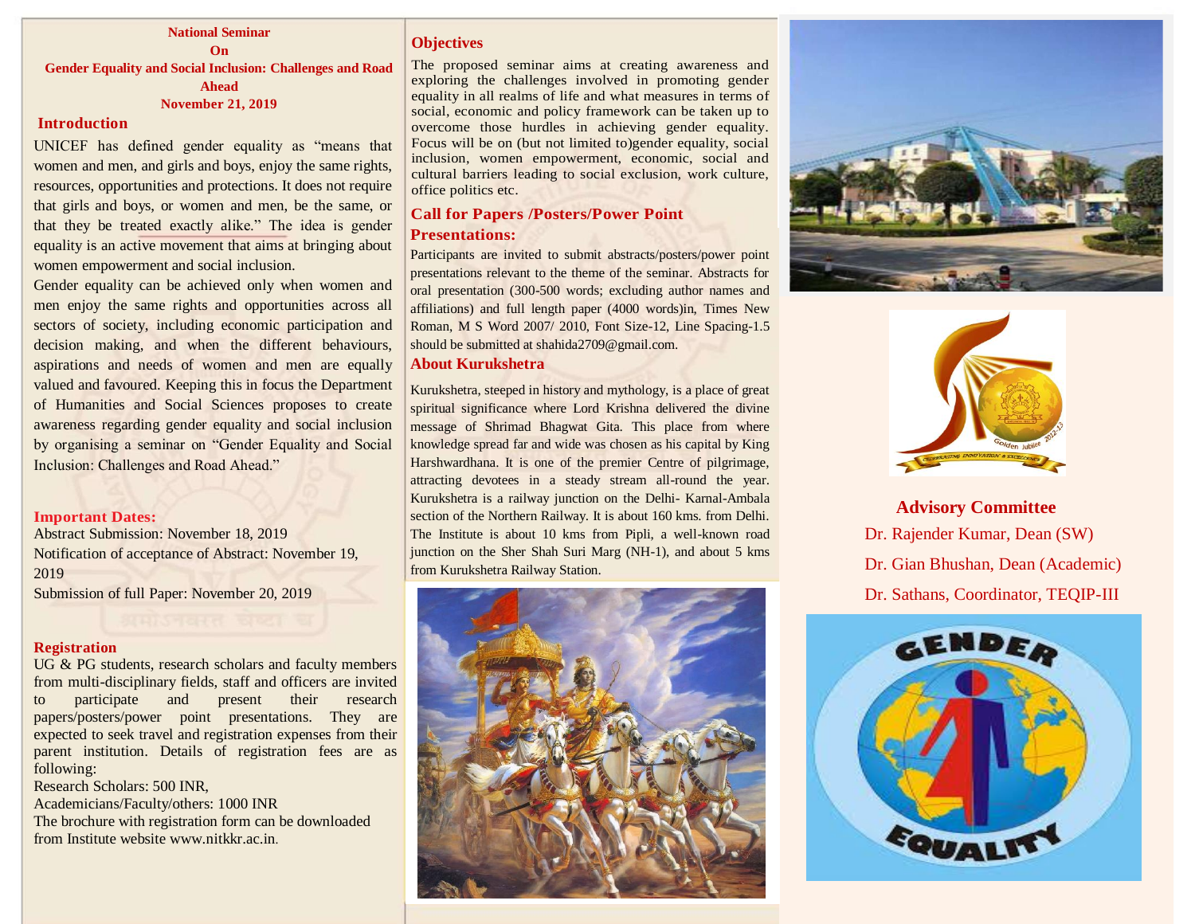**National Seminar**
**On**
**Gender Equality and Social Inclusion: Challenges and Road Ahead**
**November 21, 2019**

## Introduction

UNICEF has defined gender equality as "means that women and men, and girls and boys, enjoy the same rights, resources, opportunities and protections. It does not require that girls and boys, or women and men, be the same, or that they be treated exactly alike." The idea is gender equality is an active movement that aims at bringing about women empowerment and social inclusion.

Gender equality can be achieved only when women and men enjoy the same rights and opportunities across all sectors of society, including economic participation and decision making, and when the different behaviours, aspirations and needs of women and men are equally valued and favoured. Keeping this in focus the Department of Humanities and Social Sciences proposes to create awareness regarding gender equality and social inclusion by organising a seminar on "Gender Equality and Social Inclusion: Challenges and Road Ahead."

## Important Dates:

Abstract Submission: November 18, 2019
Notification of acceptance of Abstract: November 19, 2019
Submission of full Paper: November 20, 2019

## Registration

UG & PG students, research scholars and faculty members from multi-disciplinary fields, staff and officers are invited to participate and present their research papers/posters/power point presentations. They are expected to seek travel and registration expenses from their parent institution. Details of registration fees are as following:

Research Scholars: 500 INR,
Academicians/Faculty/others: 1000 INR
The brochure with registration form can be downloaded from Institute website www.nitkkr.ac.in.

## Objectives

The proposed seminar aims at creating awareness and exploring the challenges involved in promoting gender equality in all realms of life and what measures in terms of social, economic and policy framework can be taken up to overcome those hurdles in achieving gender equality. Focus will be on (but not limited to)gender equality, social inclusion, women empowerment, economic, social and cultural barriers leading to social exclusion, work culture, office politics etc.

## Call for Papers /Posters/Power Point Presentations:

Participants are invited to submit abstracts/posters/power point presentations relevant to the theme of the seminar. Abstracts for oral presentation (300-500 words; excluding author names and affiliations) and full length paper (4000 words)in, Times New Roman, M S Word 2007/ 2010, Font Size-12, Line Spacing-1.5 should be submitted at shahida2709@gmail.com.

## About Kurukshetra

Kurukshetra, steeped in history and mythology, is a place of great spiritual significance where Lord Krishna delivered the divine message of Shrimad Bhagwat Gita. This place from where knowledge spread far and wide was chosen as his capital by King Harshwardhana. It is one of the premier Centre of pilgrimage, attracting devotees in a steady stream all-round the year. Kurukshetra is a railway junction on the Delhi- Karnal-Ambala section of the Northern Railway. It is about 160 kms. from Delhi. The Institute is about 10 kms from Pipli, a well-known road junction on the Sher Shah Suri Marg (NH-1), and about 5 kms from Kurukshetra Railway Station.

## Advisory Committee

Dr. Rajender Kumar, Dean (SW)
Dr. Gian Bhushan, Dean (Academic)
Dr. Sathans, Coordinator, TEQIP-III